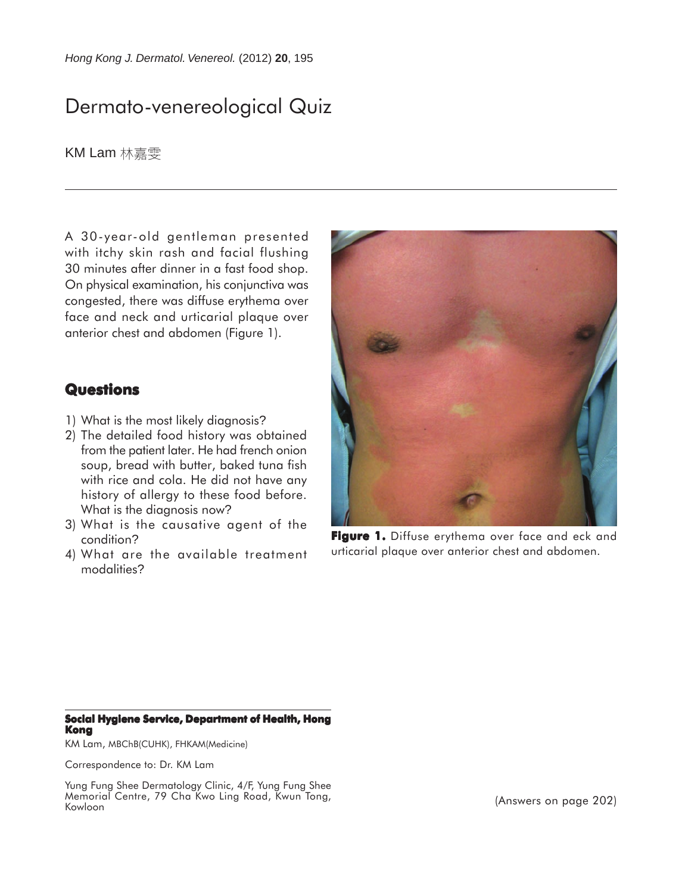# Dermato-venereological Quiz

KM Lam 林嘉雯

A 30-year-old gentleman presented with itchy skin rash and facial flushing 30 minutes after dinner in a fast food shop. On physical examination, his conjunctiva was congested, there was diffuse erythema over face and neck and urticarial plaque over anterior chest and abdomen (Figure 1).

**Figure 1.** Diffuse erythema over face and eck and urticarial plaque over anterior chest and abdomen.

## Questions

1) What is the most likely diagnosis?
2) The detailed food history was obtained from the patient later. He had french onion soup, bread with butter, baked tuna fish with rice and cola. He did not have any history of allergy to these food before. What is the diagnosis now?
3) What is the causative agent of the condition?
4) What are the available treatment modalities?

**Social Hygiene Service, Department of Health, Hong Kong**

KM Lam, MBChB(CUHK), FHKAM(Medicine)

Correspondence to: Dr. KM Lam

Yung Fung Shee Dermatology Clinic, 4/F, Yung Fung Shee Memorial Centre, 79 Cha Kwo Ling Road, Kwun Tong, Kowloon

(Answers on page 202)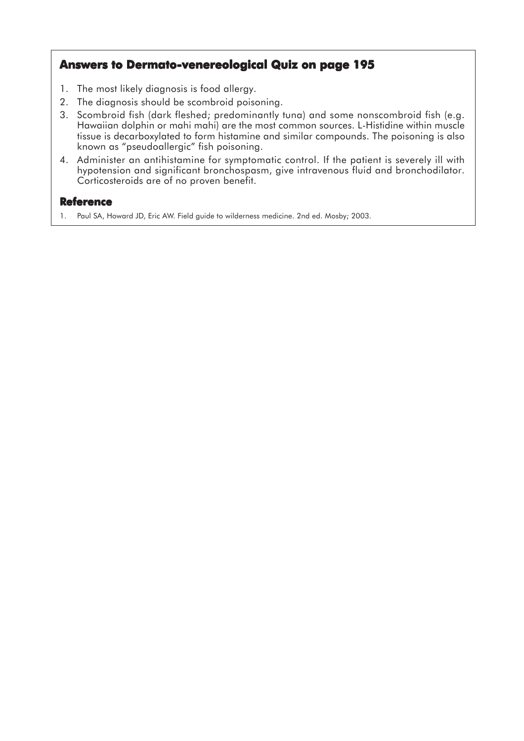## Answers to Dermato-venereological Quiz on page 195

1. The most likely diagnosis is food allergy.
2. The diagnosis should be scombroid poisoning.
3. Scombroid fish (dark fleshed; predominantly tuna) and some nonscombroid fish (e.g. Hawaiian dolphin or mahi mahi) are the most common sources. L-Histidine within muscle tissue is decarboxylated to form histamine and similar compounds. The poisoning is also known as "pseudoallergic" fish poisoning.
4. Administer an antihistamine for symptomatic control. If the patient is severely ill with hypotension and significant bronchospasm, give intravenous fluid and bronchodilator. Corticosteroids are of no proven benefit.

### Reference

1. Paul SA, Howard JD, Eric AW. Field guide to wilderness medicine. 2nd ed. Mosby; 2003.